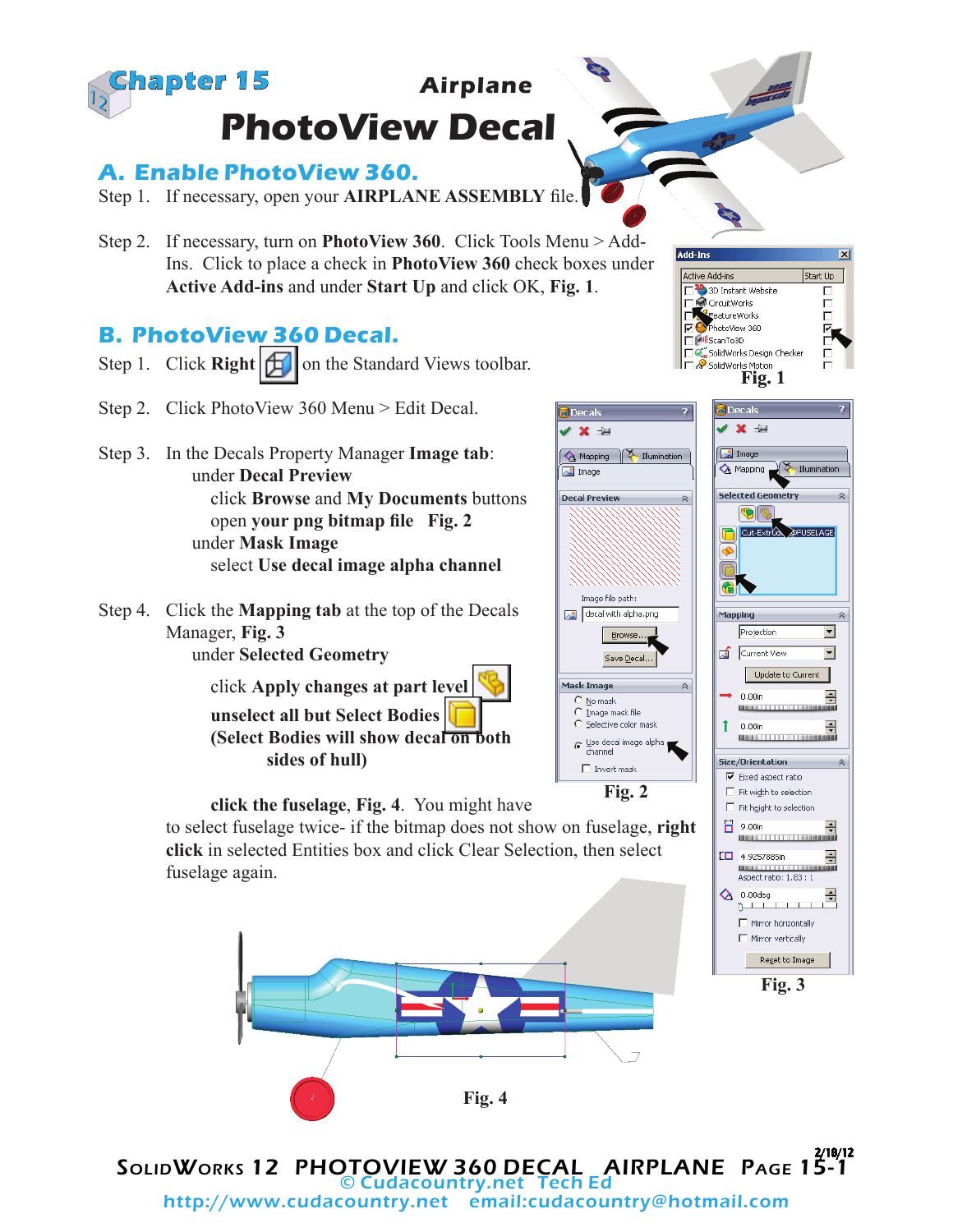# Chapter 15

## Airplane PhotoView Decal

## A. Enable PhotoView 360.

Step 1. If necessary, open your **AIRPLANE ASSEMBLY** file.

Step 2. If necessary, turn on **PhotoView 360**. Click Tools Menu > Add-Ins. Click to place a check in **PhotoView 360** check boxes under **Active Add-ins** and under **Start Up** and click OK, **Fig. 1**.

**Fig. 1**

## B. PhotoView 360 Decal.

Step 1. Click **Right** on the Standard Views toolbar.

Step 2. Click PhotoView 360 Menu > Edit Decal.

Step 3. In the Decals Property Manager **Image tab**:
  under **Decal Preview**
    click **Browse** and **My Documents** buttons
    open **your png bitmap file** **Fig. 2**
  under **Mask Image**
    select **Use decal image alpha channel**

Step 4. Click the **Mapping tab** at the top of the Decals Manager, **Fig. 3**
  under **Selected Geometry**

  click **Apply changes at part level**
  **unselect all but Select Bodies**
  **(Select Bodies will show decal on both sides of hull)**

  **click the fuselage**, **Fig. 4**. You might have to select fuselage twice- if the bitmap does not show on fuselage, **right click** in selected Entities box and click Clear Selection, then select fuselage again.

**Fig. 2**

**Fig. 3**

**Fig. 4**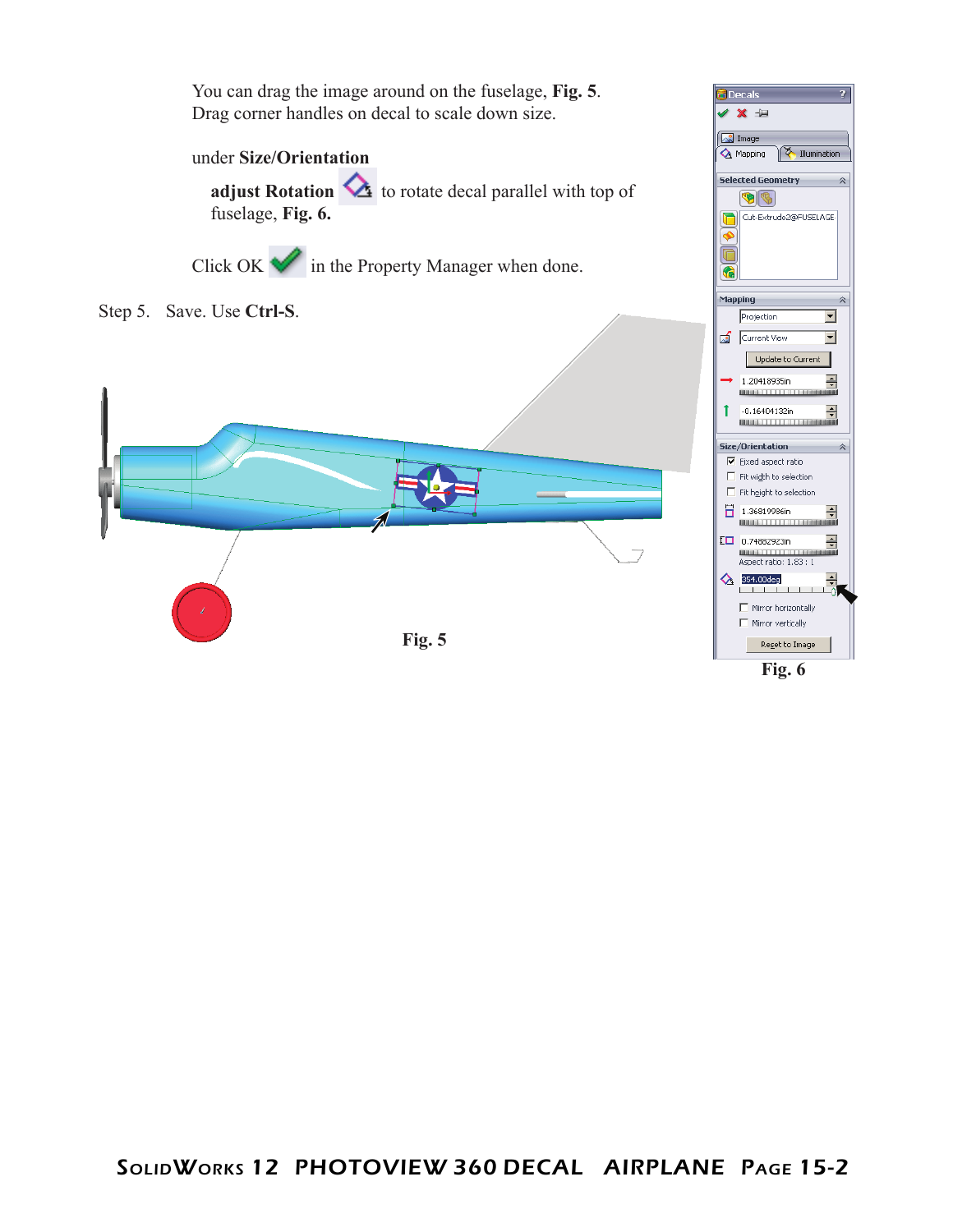You can drag the image around on the fuselage, **Fig. 5**.
Drag corner handles on decal to scale down size.

under **Size/Orientation**

**adjust Rotation** to rotate decal parallel with top of fuselage, **Fig. 6.**

Click OK in the Property Manager when done.

Step 5. Save. Use **Ctrl-S**.

Fig. 5

Fig. 6